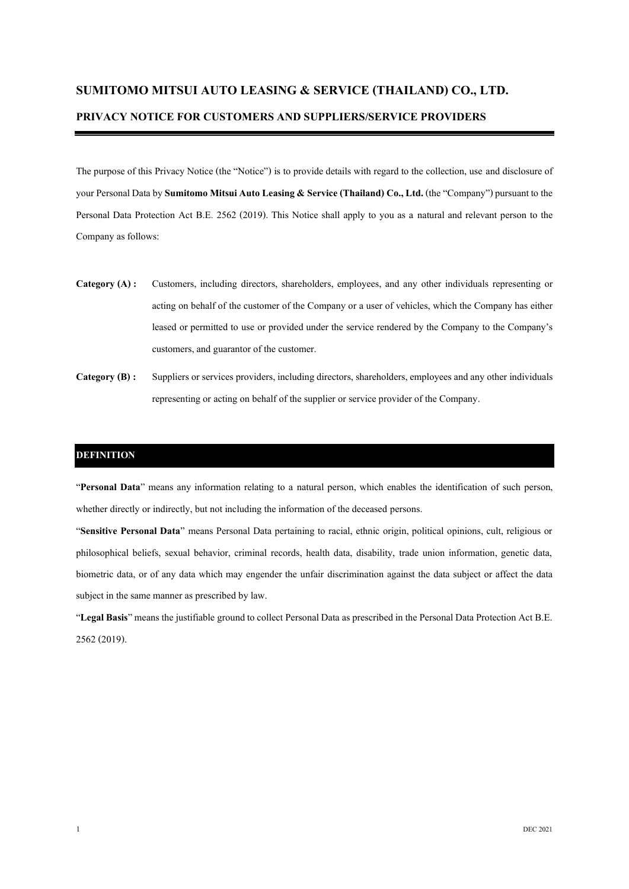# SUMITOMO MITSUI AUTO LEASING & SERVICE (THAILAND) CO., LTD.

## PRIVACY NOTICE FOR CUSTOMERS AND SUPPLIERS/SERVICE PROVIDERS

The purpose of this Privacy Notice (the "Notice") is to provide details with regard to the collection, use and disclosure of your Personal Data by **Sumitomo Mitsui Auto Leasing & Service (Thailand) Co., Ltd.** (the "Company") pursuant to the Personal Data Protection Act B.E. 2562 (2019). This Notice shall apply to you as a natural and relevant person to the Company as follows:

**Category (A) :** Customers, including directors, shareholders, employees, and any other individuals representing or acting on behalf of the customer of the Company or a user of vehicles, which the Company has either leased or permitted to use or provided under the service rendered by the Company to the Company's customers, and guarantor of the customer.

**Category (B) :** Suppliers or services providers, including directors, shareholders, employees and any other individuals representing or acting on behalf of the supplier or service provider of the Company.

## DEFINITION

"**Personal Data**" means any information relating to a natural person, which enables the identification of such person, whether directly or indirectly, but not including the information of the deceased persons.

"**Sensitive Personal Data**" means Personal Data pertaining to racial, ethnic origin, political opinions, cult, religious or philosophical beliefs, sexual behavior, criminal records, health data, disability, trade union information, genetic data, biometric data, or of any data which may engender the unfair discrimination against the data subject or affect the data subject in the same manner as prescribed by law.

"**Legal Basis**" means the justifiable ground to collect Personal Data as prescribed in the Personal Data Protection Act B.E. 2562 (2019).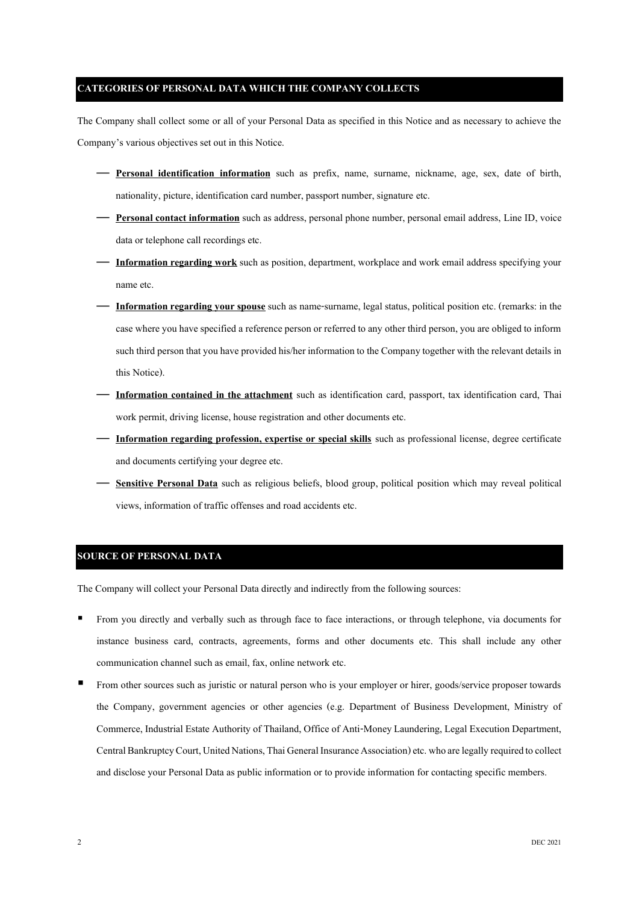## CATEGORIES OF PERSONAL DATA WHICH THE COMPANY COLLECTS

The Company shall collect some or all of your Personal Data as specified in this Notice and as necessary to achieve the Company's various objectives set out in this Notice.

- **Personal identification information** such as prefix, name, surname, nickname, age, sex, date of birth, nationality, picture, identification card number, passport number, signature etc.
- **Personal contact information** such as address, personal phone number, personal email address, Line ID, voice data or telephone call recordings etc.
- **Information regarding work** such as position, department, workplace and work email address specifying your name etc.
- **Information regarding your spouse** such as name-surname, legal status, political position etc. (remarks: in the case where you have specified a reference person or referred to any other third person, you are obliged to inform such third person that you have provided his/her information to the Company together with the relevant details in this Notice).
- **Information contained in the attachment** such as identification card, passport, tax identification card, Thai work permit, driving license, house registration and other documents etc.
- **Information regarding profession, expertise or special skills** such as professional license, degree certificate and documents certifying your degree etc.
- **Sensitive Personal Data** such as religious beliefs, blood group, political position which may reveal political views, information of traffic offenses and road accidents etc.

## SOURCE OF PERSONAL DATA

The Company will collect your Personal Data directly and indirectly from the following sources:

- From you directly and verbally such as through face to face interactions, or through telephone, via documents for instance business card, contracts, agreements, forms and other documents etc. This shall include any other communication channel such as email, fax, online network etc.
- From other sources such as juristic or natural person who is your employer or hirer, goods/service proposer towards the Company, government agencies or other agencies (e.g. Department of Business Development, Ministry of Commerce, Industrial Estate Authority of Thailand, Office of Anti-Money Laundering, Legal Execution Department, Central Bankruptcy Court, United Nations, Thai General Insurance Association) etc. who are legally required to collect and disclose your Personal Data as public information or to provide information for contacting specific members.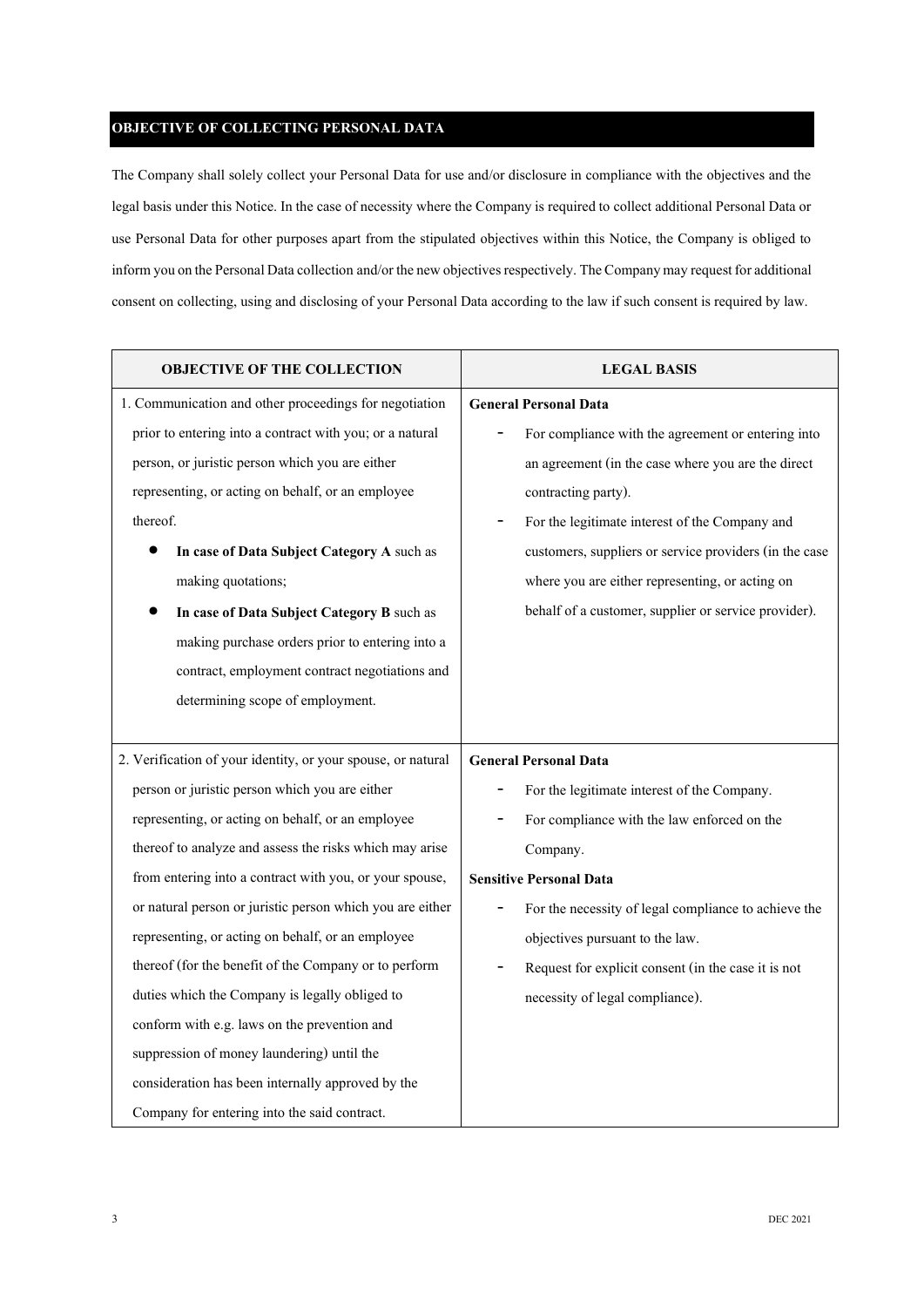## OBJECTIVE OF COLLECTING PERSONAL DATA

The Company shall solely collect your Personal Data for use and/or disclosure in compliance with the objectives and the legal basis under this Notice. In the case of necessity where the Company is required to collect additional Personal Data or use Personal Data for other purposes apart from the stipulated objectives within this Notice, the Company is obliged to inform you on the Personal Data collection and/or the new objectives respectively. The Company may request for additional consent on collecting, using and disclosing of your Personal Data according to the law if such consent is required by law.

| OBJECTIVE OF THE COLLECTION | LEGAL BASIS |
|---|---|
| 1. Communication and other proceedings for negotiation prior to entering into a contract with you; or a natural person, or juristic person which you are either representing, or acting on behalf, or an employee thereof.<br>• **In case of Data Subject Category A** such as making quotations;<br>• **In case of Data Subject Category B** such as making purchase orders prior to entering into a contract, employment contract negotiations and determining scope of employment. | **General Personal Data**<br>- For compliance with the agreement or entering into an agreement (in the case where you are the direct contracting party).<br>- For the legitimate interest of the Company and customers, suppliers or service providers (in the case where you are either representing, or acting on behalf of a customer, supplier or service provider). |
| 2. Verification of your identity, or your spouse, or natural person or juristic person which you are either representing, or acting on behalf, or an employee thereof to analyze and assess the risks which may arise from entering into a contract with you, or your spouse, or natural person or juristic person which you are either representing, or acting on behalf, or an employee thereof (for the benefit of the Company or to perform duties which the Company is legally obliged to conform with e.g. laws on the prevention and suppression of money laundering) until the consideration has been internally approved by the Company for entering into the said contract. | **General Personal Data**<br>- For the legitimate interest of the Company.<br>- For compliance with the law enforced on the Company.<br>**Sensitive Personal Data**<br>- For the necessity of legal compliance to achieve the objectives pursuant to the law.<br>- Request for explicit consent (in the case it is not necessity of legal compliance). |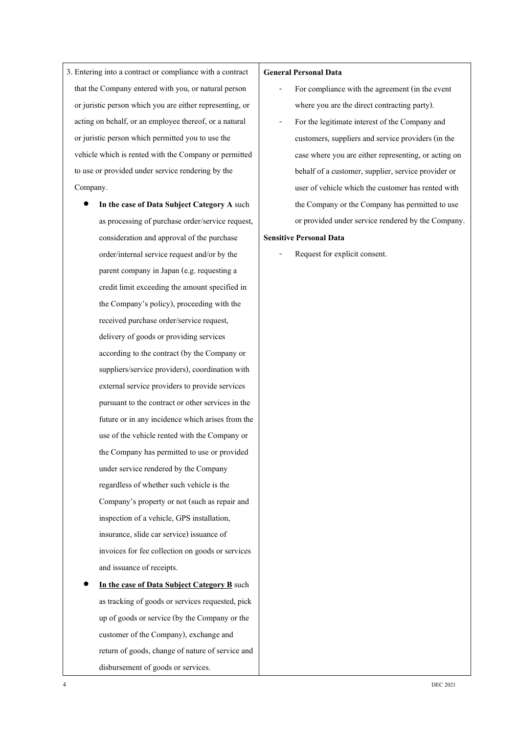| | |
|---|---|
| 3. Entering into a contract or compliance with a contract that the Company entered with you, or natural person or juristic person which you are either representing, or acting on behalf, or an employee thereof, or a natural or juristic person which permitted you to use the vehicle which is rented with the Company or permitted to use or provided under service rendering by the Company.<br><br>• **In the case of Data Subject Category A** such as processing of purchase order/service request, consideration and approval of the purchase order/internal service request and/or by the parent company in Japan (e.g. requesting a credit limit exceeding the amount specified in the Company's policy), proceeding with the received purchase order/service request, delivery of goods or providing services according to the contract (by the Company or suppliers/service providers), coordination with external service providers to provide services pursuant to the contract or other services in the future or in any incidence which arises from the use of the vehicle rented with the Company or the Company has permitted to use or provided under service rendered by the Company regardless of whether such vehicle is the Company's property or not (such as repair and inspection of a vehicle, GPS installation, insurance, slide car service) issuance of invoices for fee collection on goods or services and issuance of receipts.<br><br>• **<u>In the case of Data Subject Category B</u>** such as tracking of goods or services requested, pick up of goods or service (by the Company or the customer of the Company), exchange and return of goods, change of nature of service and disbursement of goods or services. | **General Personal Data**<br><br>- For compliance with the agreement (in the event where you are the direct contracting party).<br>- For the legitimate interest of the Company and customers, suppliers and service providers (in the case where you are either representing, or acting on behalf of a customer, supplier, service provider or user of vehicle which the customer has rented with the Company or the Company has permitted to use or provided under service rendered by the Company.<br><br>**Sensitive Personal Data**<br><br>- Request for explicit consent. |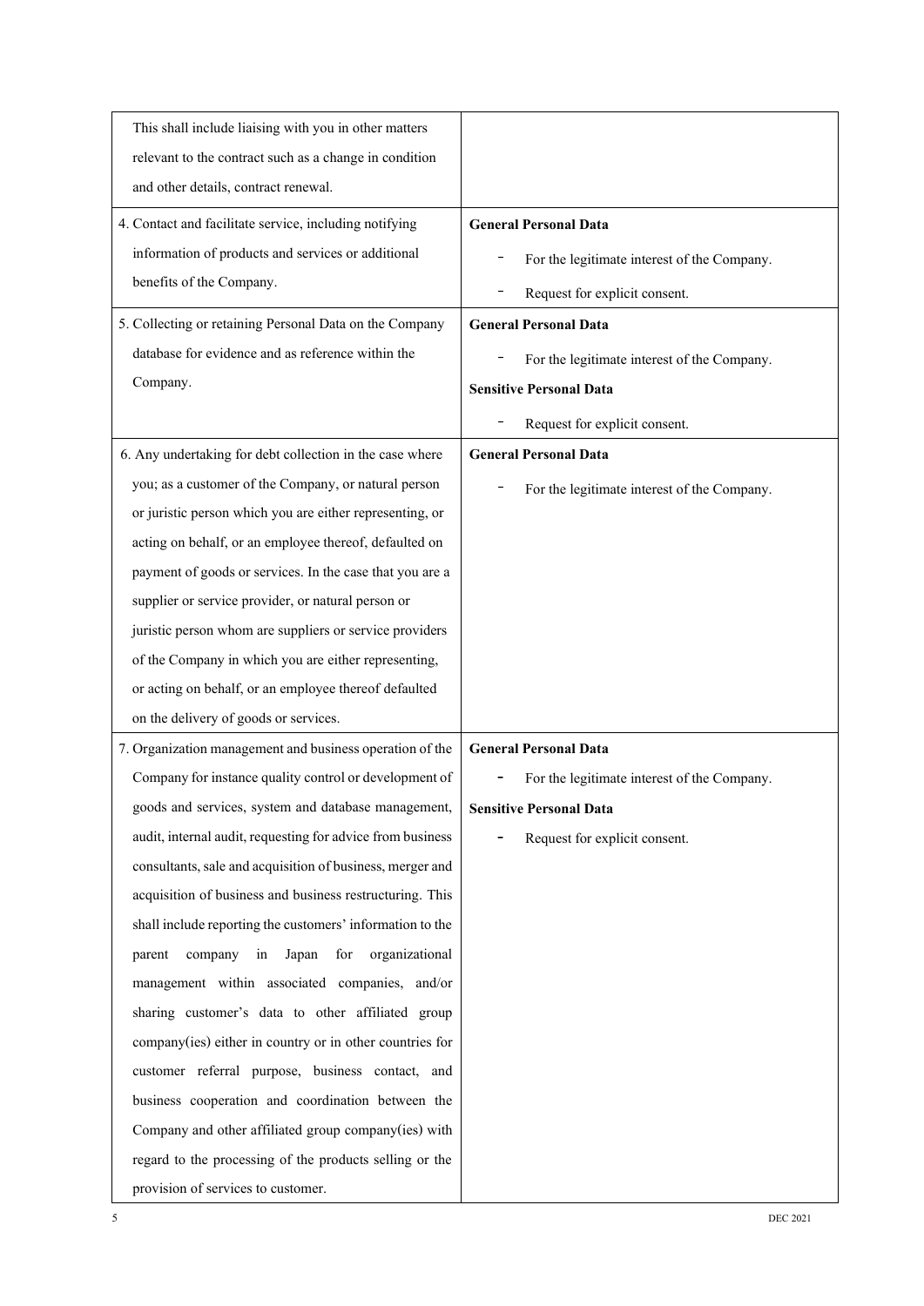| | |
|---|---|
| This shall include liaising with you in other matters relevant to the contract such as a change in condition and other details, contract renewal. | |
| 4. Contact and facilitate service, including notifying information of products and services or additional benefits of the Company. | **General Personal Data**<br>- For the legitimate interest of the Company.<br>- Request for explicit consent. |
| 5. Collecting or retaining Personal Data on the Company database for evidence and as reference within the Company. | **General Personal Data**<br>- For the legitimate interest of the Company.<br>**Sensitive Personal Data**<br>- Request for explicit consent. |
| 6. Any undertaking for debt collection in the case where you; as a customer of the Company, or natural person or juristic person which you are either representing, or acting on behalf, or an employee thereof, defaulted on payment of goods or services. In the case that you are a supplier or service provider, or natural person or juristic person whom are suppliers or service providers of the Company in which you are either representing, or acting on behalf, or an employee thereof defaulted on the delivery of goods or services. | **General Personal Data**<br>- For the legitimate interest of the Company. |
| 7. Organization management and business operation of the Company for instance quality control or development of goods and services, system and database management, audit, internal audit, requesting for advice from business consultants, sale and acquisition of business, merger and acquisition of business and business restructuring. This shall include reporting the customers' information to the parent company in Japan for organizational management within associated companies, and/or sharing customer's data to other affiliated group company(ies) either in country or in other countries for customer referral purpose, business contact, and business cooperation and coordination between the Company and other affiliated group company(ies) with regard to the processing of the products selling or the provision of services to customer. | **General Personal Data**<br>- For the legitimate interest of the Company.<br>**Sensitive Personal Data**<br>- Request for explicit consent. |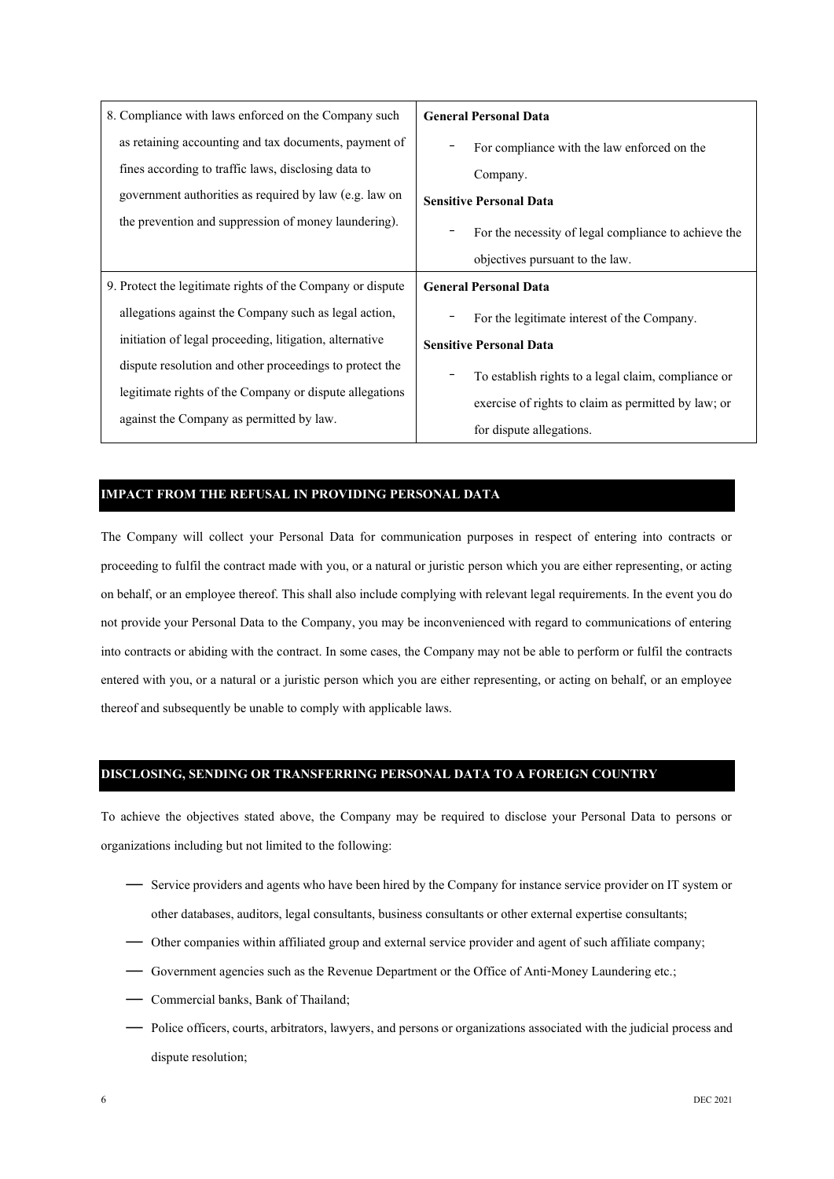| | |
|---|---|
| 8. Compliance with laws enforced on the Company such as retaining accounting and tax documents, payment of fines according to traffic laws, disclosing data to government authorities as required by law (e.g. law on the prevention and suppression of money laundering). | **General Personal Data**<br>- For compliance with the law enforced on the Company.<br>**Sensitive Personal Data**<br>- For the necessity of legal compliance to achieve the objectives pursuant to the law. |
| 9. Protect the legitimate rights of the Company or dispute allegations against the Company such as legal action, initiation of legal proceeding, litigation, alternative dispute resolution and other proceedings to protect the legitimate rights of the Company or dispute allegations against the Company as permitted by law. | **General Personal Data**<br>- For the legitimate interest of the Company.<br>**Sensitive Personal Data**<br>- To establish rights to a legal claim, compliance or exercise of rights to claim as permitted by law; or for dispute allegations. |

## IMPACT FROM THE REFUSAL IN PROVIDING PERSONAL DATA

The Company will collect your Personal Data for communication purposes in respect of entering into contracts or proceeding to fulfil the contract made with you, or a natural or juristic person which you are either representing, or acting on behalf, or an employee thereof. This shall also include complying with relevant legal requirements. In the event you do not provide your Personal Data to the Company, you may be inconvenienced with regard to communications of entering into contracts or abiding with the contract. In some cases, the Company may not be able to perform or fulfil the contracts entered with you, or a natural or a juristic person which you are either representing, or acting on behalf, or an employee thereof and subsequently be unable to comply with applicable laws.

## DISCLOSING, SENDING OR TRANSFERRING PERSONAL DATA TO A FOREIGN COUNTRY

To achieve the objectives stated above, the Company may be required to disclose your Personal Data to persons or organizations including but not limited to the following:

- Service providers and agents who have been hired by the Company for instance service provider on IT system or other databases, auditors, legal consultants, business consultants or other external expertise consultants;
- Other companies within affiliated group and external service provider and agent of such affiliate company;
- Government agencies such as the Revenue Department or the Office of Anti-Money Laundering etc.;
- Commercial banks, Bank of Thailand;
- Police officers, courts, arbitrators, lawyers, and persons or organizations associated with the judicial process and dispute resolution;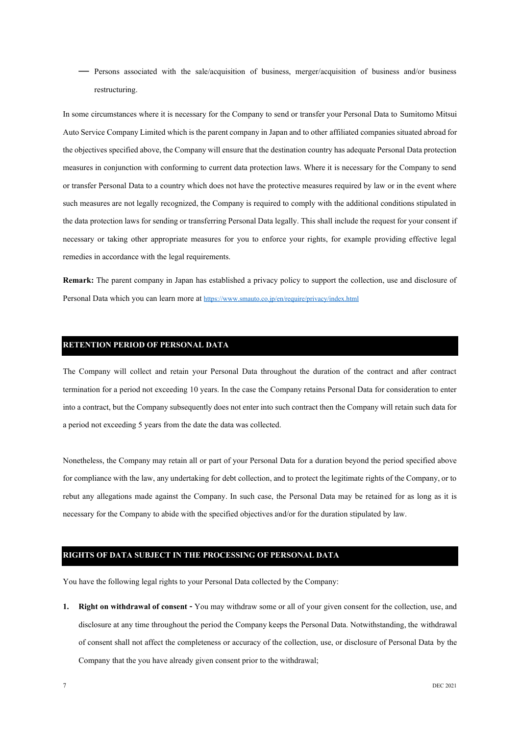— Persons associated with the sale/acquisition of business, merger/acquisition of business and/or business restructuring.

In some circumstances where it is necessary for the Company to send or transfer your Personal Data to Sumitomo Mitsui Auto Service Company Limited which is the parent company in Japan and to other affiliated companies situated abroad for the objectives specified above, the Company will ensure that the destination country has adequate Personal Data protection measures in conjunction with conforming to current data protection laws. Where it is necessary for the Company to send or transfer Personal Data to a country which does not have the protective measures required by law or in the event where such measures are not legally recognized, the Company is required to comply with the additional conditions stipulated in the data protection laws for sending or transferring Personal Data legally. This shall include the request for your consent if necessary or taking other appropriate measures for you to enforce your rights, for example providing effective legal remedies in accordance with the legal requirements.

**Remark:** The parent company in Japan has established a privacy policy to support the collection, use and disclosure of Personal Data which you can learn more at https://www.smauto.co.jp/en/require/privacy/index.html

## RETENTION PERIOD OF PERSONAL DATA

The Company will collect and retain your Personal Data throughout the duration of the contract and after contract termination for a period not exceeding 10 years. In the case the Company retains Personal Data for consideration to enter into a contract, but the Company subsequently does not enter into such contract then the Company will retain such data for a period not exceeding 5 years from the date the data was collected.

Nonetheless, the Company may retain all or part of your Personal Data for a duration beyond the period specified above for compliance with the law, any undertaking for debt collection, and to protect the legitimate rights of the Company, or to rebut any allegations made against the Company. In such case, the Personal Data may be retained for as long as it is necessary for the Company to abide with the specified objectives and/or for the duration stipulated by law.

## RIGHTS OF DATA SUBJECT IN THE PROCESSING OF PERSONAL DATA

You have the following legal rights to your Personal Data collected by the Company:

1. **Right on withdrawal of consent** - You may withdraw some or all of your given consent for the collection, use, and disclosure at any time throughout the period the Company keeps the Personal Data. Notwithstanding, the withdrawal of consent shall not affect the completeness or accuracy of the collection, use, or disclosure of Personal Data by the Company that the you have already given consent prior to the withdrawal;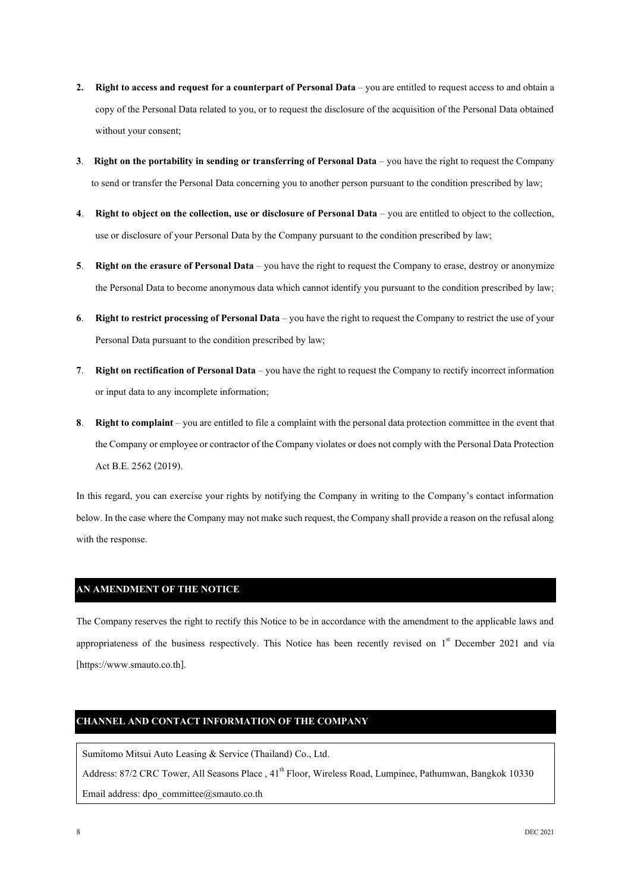2. **Right to access and request for a counterpart of Personal Data** – you are entitled to request access to and obtain a copy of the Personal Data related to you, or to request the disclosure of the acquisition of the Personal Data obtained without your consent;

3. **Right on the portability in sending or transferring of Personal Data** – you have the right to request the Company to send or transfer the Personal Data concerning you to another person pursuant to the condition prescribed by law;

4. **Right to object on the collection, use or disclosure of Personal Data** – you are entitled to object to the collection, use or disclosure of your Personal Data by the Company pursuant to the condition prescribed by law;

5. **Right on the erasure of Personal Data** – you have the right to request the Company to erase, destroy or anonymize the Personal Data to become anonymous data which cannot identify you pursuant to the condition prescribed by law;

6. **Right to restrict processing of Personal Data** – you have the right to request the Company to restrict the use of your Personal Data pursuant to the condition prescribed by law;

7. **Right on rectification of Personal Data** – you have the right to request the Company to rectify incorrect information or input data to any incomplete information;

8. **Right to complaint** – you are entitled to file a complaint with the personal data protection committee in the event that the Company or employee or contractor of the Company violates or does not comply with the Personal Data Protection Act B.E. 2562 (2019).

In this regard, you can exercise your rights by notifying the Company in writing to the Company's contact information below. In the case where the Company may not make such request, the Company shall provide a reason on the refusal along with the response.

## AN AMENDMENT OF THE NOTICE

The Company reserves the right to rectify this Notice to be in accordance with the amendment to the applicable laws and appropriateness of the business respectively. This Notice has been recently revised on 1st December 2021 and via [https://www.smauto.co.th].

## CHANNEL AND CONTACT INFORMATION OF THE COMPANY

Sumitomo Mitsui Auto Leasing & Service (Thailand) Co., Ltd.

Address: 87/2 CRC Tower, All Seasons Place , 41th Floor, Wireless Road, Lumpinee, Pathumwan, Bangkok 10330

Email address: dpo_committee@smauto.co.th